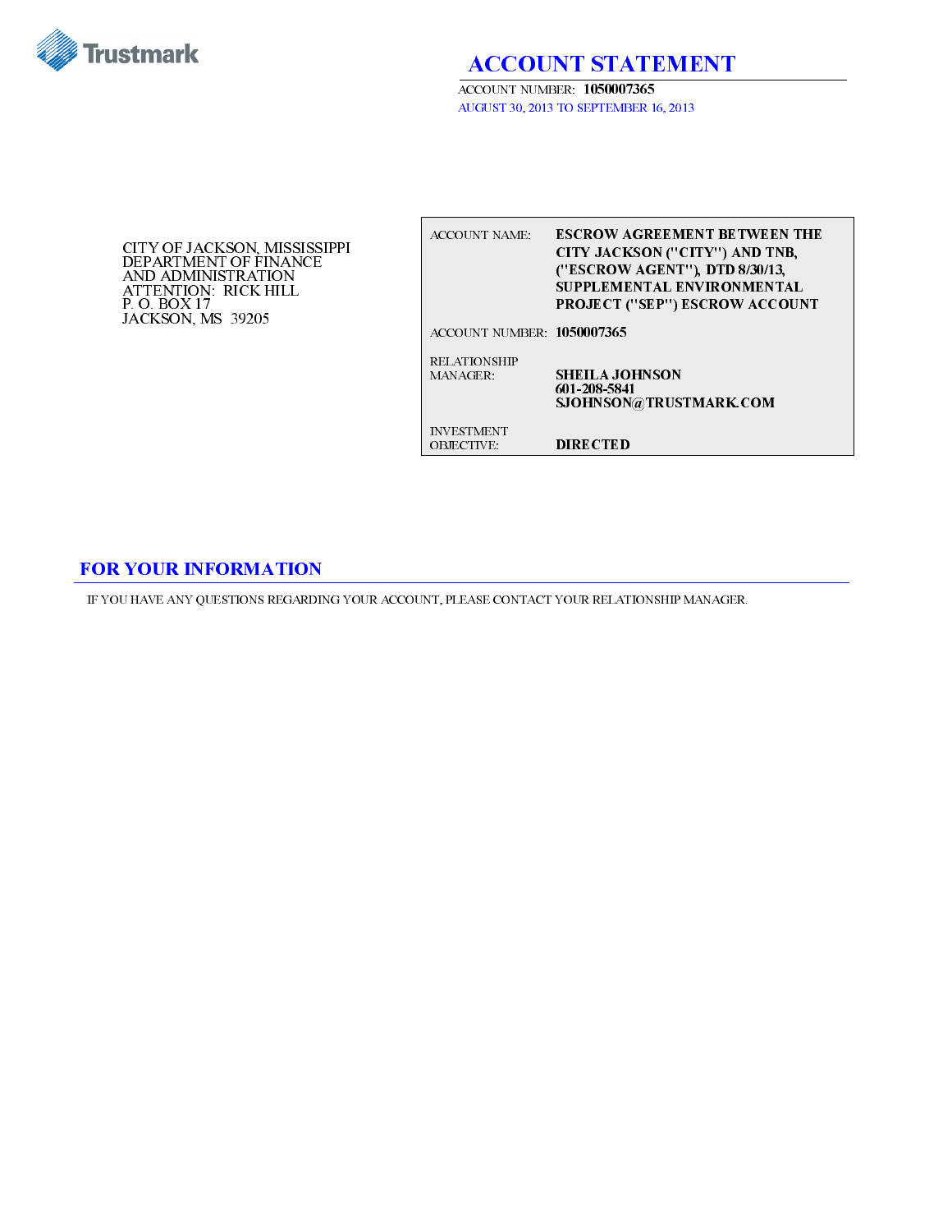Trustmark

# ACCOUNT STATEMENT

ACCOUNT NUMBER: **1050007365**

AUGUST 30, 2013 TO SEPTEMBER 16, 2013

CITY OF JACKSON, MISSISSIPPI
DEPARTMENT OF FINANCE
AND ADMINISTRATION
ATTENTION: RICK HILL
P. O. BOX 17
JACKSON, MS 39205

| | |
|---|---|
| ACCOUNT NAME: | **ESCROW AGREEMENT BETWEEN THE CITY JACKSON ("CITY") AND TNB, ("ESCROW AGENT"), DTD 8/30/13, SUPPLEMENTAL ENVIRONMENTAL PROJECT ("SEP") ESCROW ACCOUNT** |
| ACCOUNT NUMBER: | **1050007365** |
| RELATIONSHIP MANAGER: | **SHEILA JOHNSON**<br>**601-208-5841**<br>**SJOHNSON@TRUSTMARK.COM** |
| INVESTMENT OBJECTIVE: | **DIRECTED** |

## FOR YOUR INFORMATION

IF YOU HAVE ANY QUESTIONS REGARDING YOUR ACCOUNT, PLEASE CONTACT YOUR RELATIONSHIP MANAGER.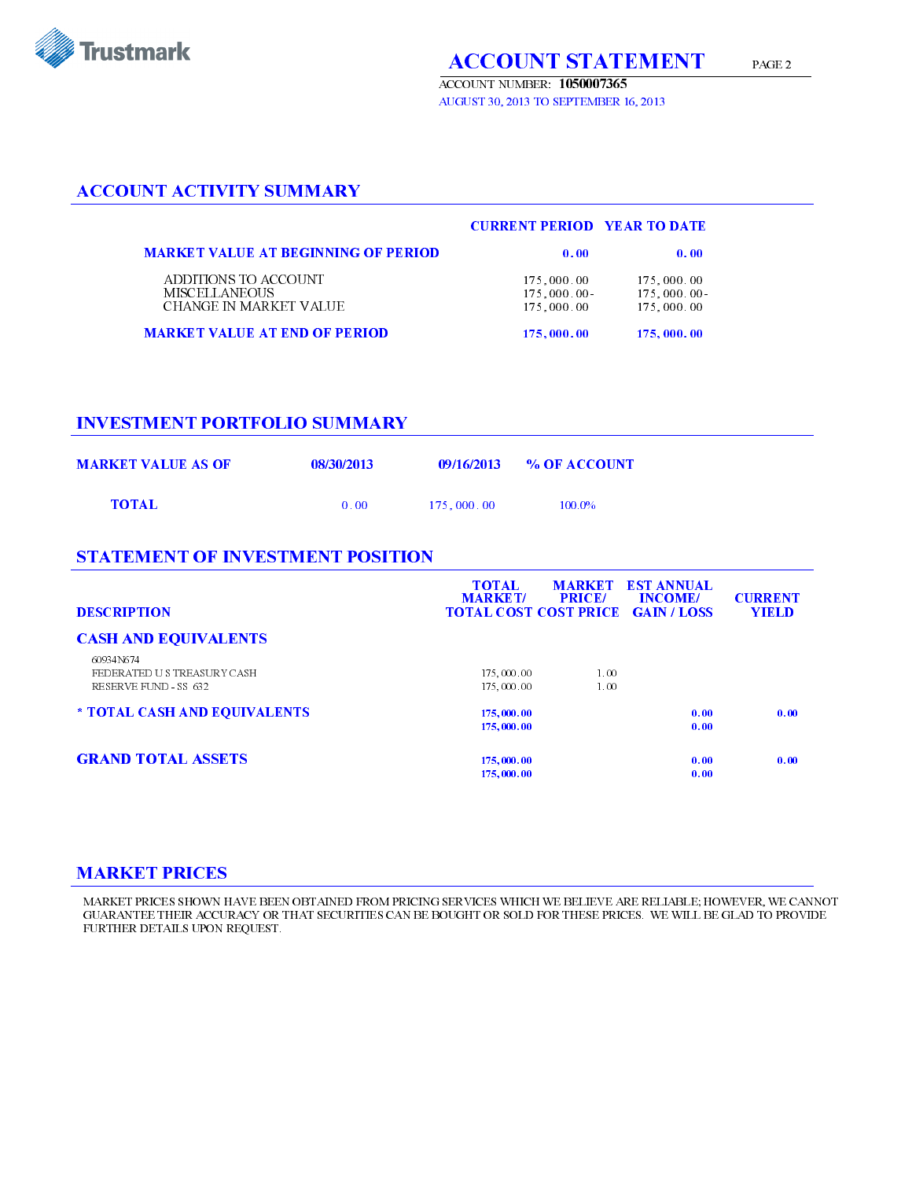Trustmark

# ACCOUNT STATEMENT

ACCOUNT NUMBER: **1050007365**

AUGUST 30, 2013 TO SEPTEMBER 16, 2013

## ACCOUNT ACTIVITY SUMMARY

| | CURRENT PERIOD | YEAR TO DATE |
|---|---|---|
| **MARKET VALUE AT BEGINNING OF PERIOD** | **0.00** | **0.00** |
| ADDITIONS TO ACCOUNT | 175,000.00 | 175,000.00 |
| MISCELLANEOUS | 175,000.00- | 175,000.00- |
| CHANGE IN MARKET VALUE | 175,000.00 | 175,000.00 |
| **MARKET VALUE AT END OF PERIOD** | **175,000.00** | **175,000.00** |

## INVESTMENT PORTFOLIO SUMMARY

| MARKET VALUE AS OF | 08/30/2013 | 09/16/2013 | % OF ACCOUNT |
|---|---|---|---|
| **TOTAL** | 0.00 | 175,000.00 | 100.0% |

## STATEMENT OF INVESTMENT POSITION

| DESCRIPTION | TOTAL MARKET/ TOTAL COST | MARKET PRICE/ COST PRICE | EST ANNUAL INCOME/ GAIN / LOSS | CURRENT YIELD |
|---|---|---|---|---|
| **CASH AND EQUIVALENTS** | | | | |
| 60934N674 FEDERATED U S TREASURY CASH RESERVE FUND - SS 632 | 175,000.00<br>175,000.00 | 1.00<br>1.00 | | |
| **\* TOTAL CASH AND EQUIVALENTS** | **175,000.00**<br>**175,000.00** | | **0.00**<br>**0.00** | **0.00** |
| **GRAND TOTAL ASSETS** | **175,000.00**<br>**175,000.00** | | **0.00**<br>**0.00** | **0.00** |

## MARKET PRICES

MARKET PRICES SHOWN HAVE BEEN OBTAINED FROM PRICING SERVICES WHICH WE BELIEVE ARE RELIABLE; HOWEVER, WE CANNOT GUARANTEE THEIR ACCURACY OR THAT SECURITIES CAN BE BOUGHT OR SOLD FOR THESE PRICES. WE WILL BE GLAD TO PROVIDE FURTHER DETAILS UPON REQUEST.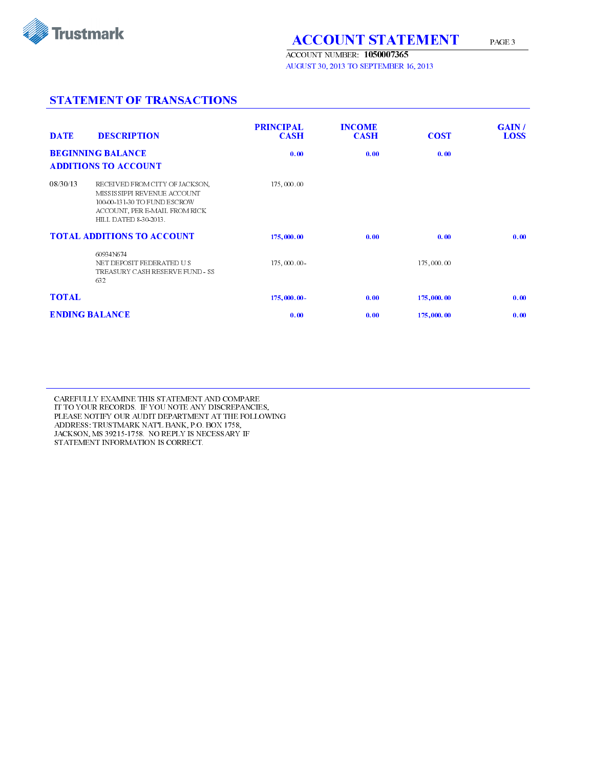Trustmark

# ACCOUNT STATEMENT

ACCOUNT NUMBER: **1050007365**

AUGUST 30, 2013 TO SEPTEMBER 16, 2013

## STATEMENT OF TRANSACTIONS

| DATE | DESCRIPTION | PRINCIPAL CASH | INCOME CASH | COST | GAIN / LOSS |
|---|---|---|---|---|---|
| **BEGINNING BALANCE** | | **0.00** | **0.00** | **0.00** | |
| **ADDITIONS TO ACCOUNT** | | | | | |
| 08/30/13 | RECEIVED FROM CITY OF JACKSON, MISSISSIPPI REVENUE ACCOUNT 100-00-131-30 TO FUND ESCROW ACCOUNT, PER E-MAIL FROM RICK HILL DATED 8-30-2013. | 175,000.00 | | | |
| **TOTAL ADDITIONS TO ACCOUNT** | | **175,000.00** | **0.00** | **0.00** | **0.00** |
| | 60934N674 NET DEPOSIT FEDERATED U S TREASURY CASH RESERVE FUND - SS 632 | 175,000.00- | | 175,000.00 | |
| **TOTAL** | | **175,000.00-** | **0.00** | **175,000.00** | **0.00** |
| **ENDING BALANCE** | | **0.00** | **0.00** | **175,000.00** | **0.00** |

CAREFULLY EXAMINE THIS STATEMENT AND COMPARE IT TO YOUR RECORDS. IF YOU NOTE ANY DISCREPANCIES, PLEASE NOTIFY OUR AUDIT DEPARTMENT AT THE FOLLOWING ADDRESS: TRUSTMARK NAT'L BANK, P.O. BOX 1758, JACKSON, MS 39215-1758. NO REPLY IS NECESSARY IF STATEMENT INFORMATION IS CORRECT.